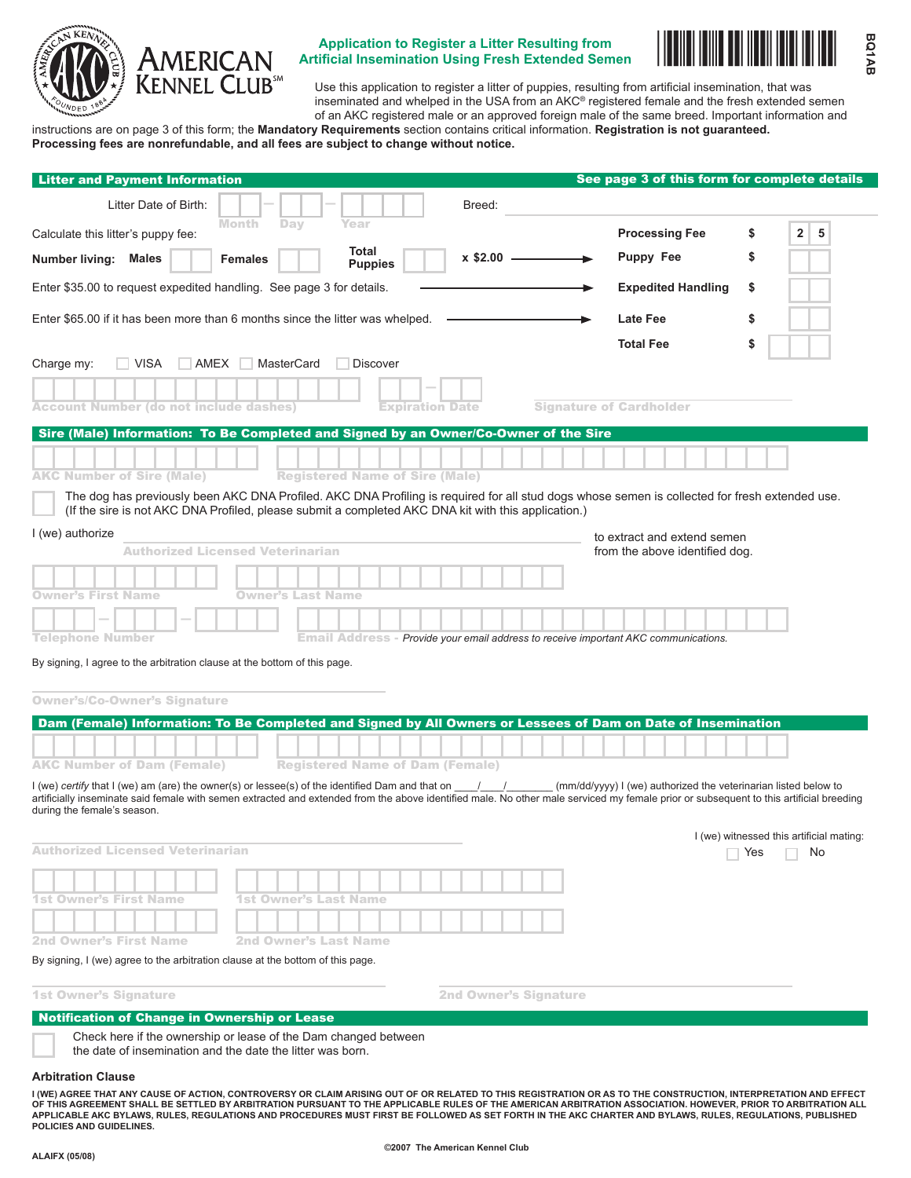# AMERICAN KENNEL CLUB[SM]

## Application to Register a Litter Resulting from Artificial Insemination Using Fresh Extended Semen

BQ1AB

Use this application to register a litter of puppies, resulting from artificial insemination, that was inseminated and whelped in the USA from an AKC® registered female and the fresh extended semen of an AKC registered male or an approved foreign male of the same breed. Important information and instructions are on page 3 of this form; the **Mandatory Requirements** section contains critical information. **Registration is not guaranteed. Processing fees are nonrefundable, and all fees are subject to change without notice.**

## Litter and Payment Information

**See page 3 of this form for complete details**

Litter Date of Birth: ____ - ____ - ________ (Month - Day - Year)

Breed: ____________________

Calculate this litter's puppy fee:

**Number living:** **Males** ____ **Females** ____ **Total Puppies** ____ x $2.00

| | | |
|---|---|---|
| **Processing Fee** | $ | 25 |
| **Puppy Fee** | $ | |
| **Expedited Handling** | $ | |
| **Late Fee** | $ | |
| **Total Fee** | $ | |

Enter $35.00 to request expedited handling. See page 3 for details.

Enter $65.00 if it has been more than 6 months since the litter was whelped.

Charge my: ☐ VISA ☐ AMEX ☐ MasterCard ☐ Discover

Account Number (do not include dashes) ____________________ Expiration Date ____ - ____ Signature of Cardholder ____________________

## Sire (Male) Information: To Be Completed and Signed by an Owner/Co-Owner of the Sire

AKC Number of Sire (Male) ____________________ Registered Name of Sire (Male) ____________________

☐ The dog has previously been AKC DNA Profiled. AKC DNA Profiling is required for all stud dogs whose semen is collected for fresh extended use. (If the sire is not AKC DNA Profiled, please submit a completed AKC DNA kit with this application.)

I (we) authorize ____________________ (Authorized Licensed Veterinarian) to extract and extend semen from the above identified dog.

Owner's First Name ____________________ Owner's Last Name ____________________

Telephone Number ____ - ____ - ____ Email Address - *Provide your email address to receive important AKC communications.*

By signing, I agree to the arbitration clause at the bottom of this page.

Owner's/Co-Owner's Signature ____________________

## Dam (Female) Information: To Be Completed and Signed by All Owners or Lessees of Dam on Date of Insemination

AKC Number of Dam (Female) ____________________ Registered Name of Dam (Female) ____________________

I (we) *certify* that I (we) am (are) the owner(s) or lessee(s) of the identified Dam and that on ____/____/________ (mm/dd/yyyy) I (we) authorized the veterinarian listed below to artificially inseminate said female with semen extracted and extended from the above identified male. No other male serviced my female prior or subsequent to this artificial breeding during the female's season.

Authorized Licensed Veterinarian ____________________

I (we) witnessed this artificial mating: ☐ Yes ☐ No

1st Owner's First Name ____________________ 1st Owner's Last Name ____________________

2nd Owner's First Name ____________________ 2nd Owner's Last Name ____________________

By signing, I (we) agree to the arbitration clause at the bottom of this page.

1st Owner's Signature ____________________ 2nd Owner's Signature ____________________

## Notification of Change in Ownership or Lease

☐ Check here if the ownership or lease of the Dam changed between the date of insemination and the date the litter was born.

### Arbitration Clause

**I (WE) AGREE THAT ANY CAUSE OF ACTION, CONTROVERSY OR CLAIM ARISING OUT OF OR RELATED TO THIS REGISTRATION OR AS TO THE CONSTRUCTION, INTERPRETATION AND EFFECT OF THIS AGREEMENT SHALL BE SETTLED BY ARBITRATION PURSUANT TO THE APPLICABLE RULES OF THE AMERICAN ARBITRATION ASSOCIATION. HOWEVER, PRIOR TO ARBITRATION ALL APPLICABLE AKC BYLAWS, RULES, REGULATIONS AND PROCEDURES MUST FIRST BE FOLLOWED AS SET FORTH IN THE AKC CHARTER AND BYLAWS, RULES, REGULATIONS, PUBLISHED POLICIES AND GUIDELINES.**

ALAIFX (05/08)

©2007 The American Kennel Club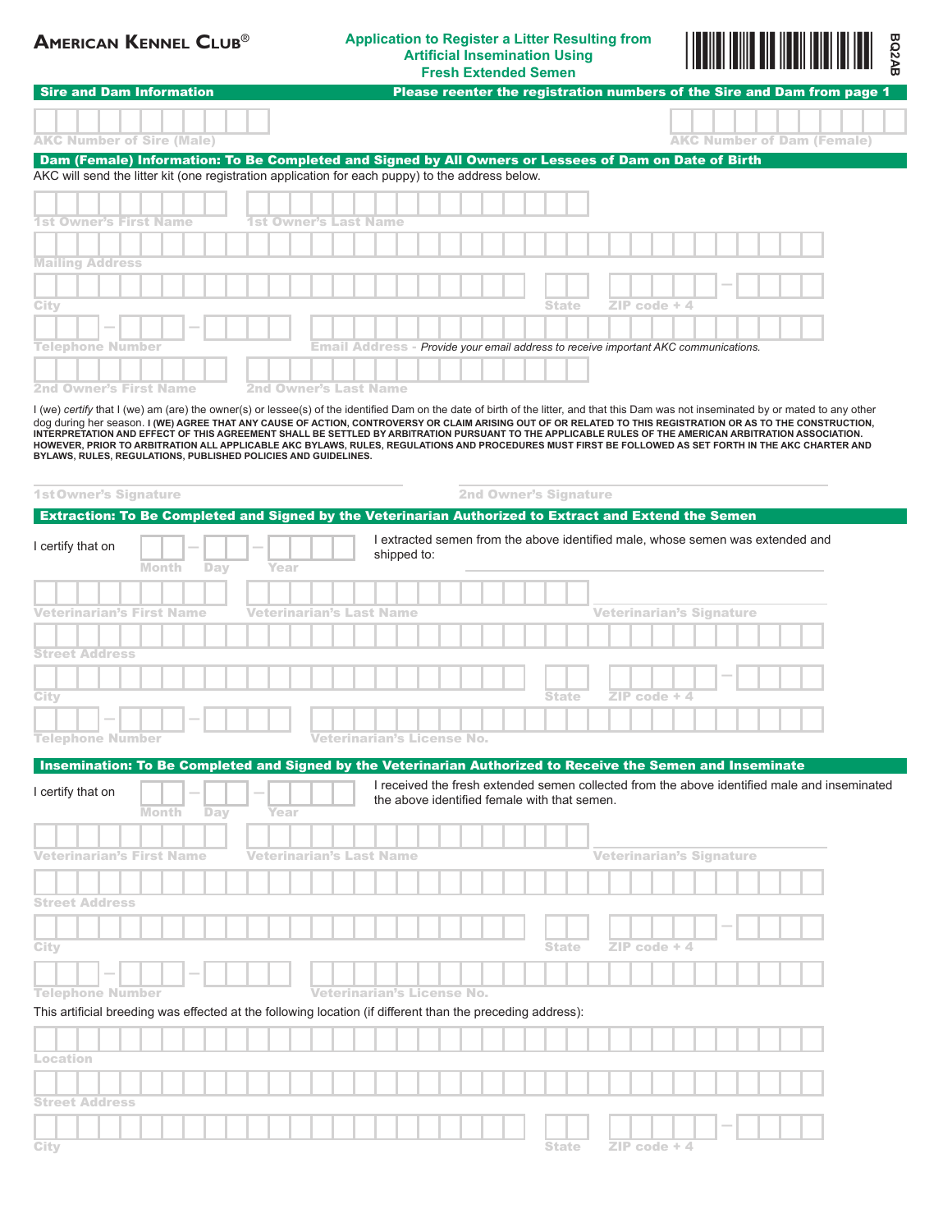**AMERICAN KENNEL CLUB®**

**Application to Register a Litter Resulting from Artificial Insemination Using Fresh Extended Semen**

BQ2AB

## Sire and Dam Information

**Please reenter the registration numbers of the Sire and Dam from page 1**

AKC Number of Sire (Male)

AKC Number of Dam (Female)

## Dam (Female) Information: To Be Completed and Signed by All Owners or Lessees of Dam on Date of Birth

AKC will send the litter kit (one registration application for each puppy) to the address below.

1st Owner's First Name | 1st Owner's Last Name

Mailing Address

City | State | ZIP code + 4

Telephone Number | Email Address - *Provide your email address to receive important AKC communications.*

2nd Owner's First Name | 2nd Owner's Last Name

I (we) *certify* that I (we) am (are) the owner(s) or lessee(s) of the identified Dam on the date of birth of the litter, and that this Dam was not inseminated by or mated to any other dog during her season. **I (WE) AGREE THAT ANY CAUSE OF ACTION, CONTROVERSY OR CLAIM ARISING OUT OF OR RELATED TO THIS REGISTRATION OR AS TO THE CONSTRUCTION, INTERPRETATION AND EFFECT OF THIS AGREEMENT SHALL BE SETTLED BY ARBITRATION PURSUANT TO THE APPLICABLE RULES OF THE AMERICAN ARBITRATION ASSOCIATION. HOWEVER, PRIOR TO ARBITRATION ALL APPLICABLE AKC BYLAWS, RULES, REGULATIONS AND PROCEDURES MUST FIRST BE FOLLOWED AS SET FORTH IN THE AKC CHARTER AND BYLAWS, RULES, REGULATIONS, PUBLISHED POLICIES AND GUIDELINES.**

1st Owner's Signature | 2nd Owner's Signature

## Extraction: To Be Completed and Signed by the Veterinarian Authorized to Extract and Extend the Semen

I certify that on Month – Day – Year I extracted semen from the above identified male, whose semen was extended and shipped to:

Veterinarian's First Name | Veterinarian's Last Name | Veterinarian's Signature

Street Address

City | State | ZIP code + 4

Telephone Number | Veterinarian's License No.

## Insemination: To Be Completed and Signed by the Veterinarian Authorized to Receive the Semen and Inseminate

I certify that on Month – Day – Year I received the fresh extended semen collected from the above identified male and inseminated the above identified female with that semen.

Veterinarian's First Name | Veterinarian's Last Name | Veterinarian's Signature

Street Address

City | State | ZIP code + 4

Telephone Number | Veterinarian's License No.

This artificial breeding was effected at the following location (if different than the preceding address):

Location

Street Address

City | State | ZIP code + 4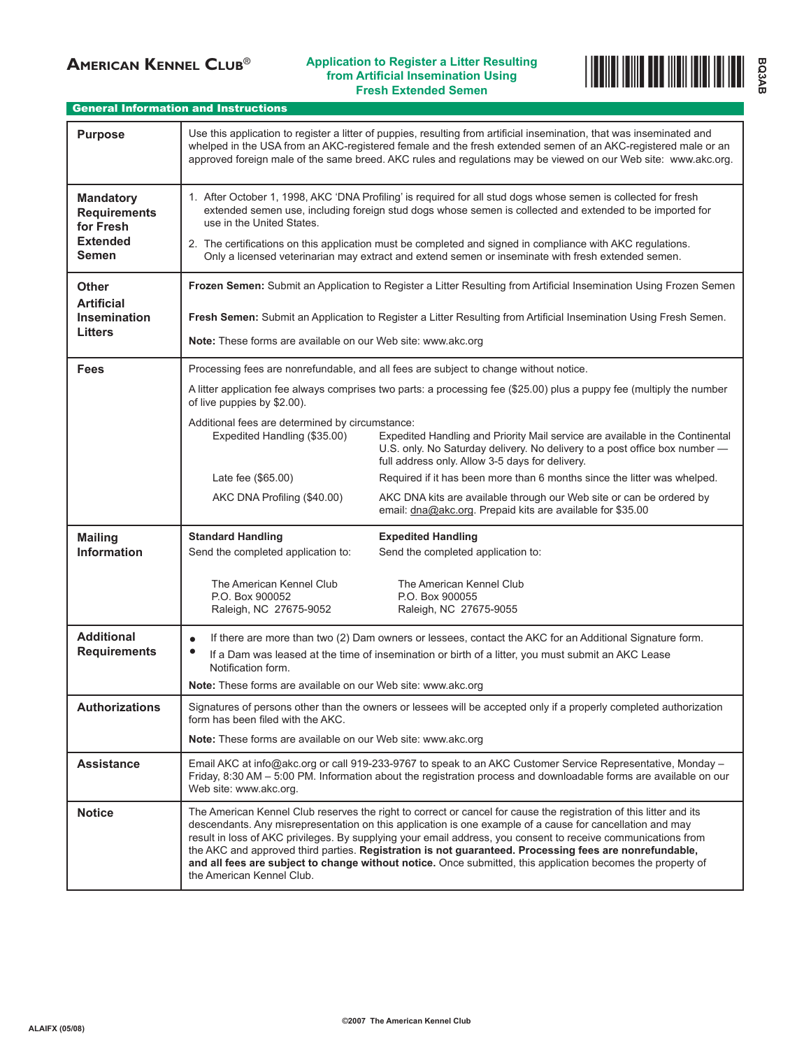**AMERICAN KENNEL CLUB®**

## Application to Register a Litter Resulting from Artificial Insemination Using Fresh Extended Semen

BQ3AB

### General Information and Instructions

| | |
|---|---|
| **Purpose** | Use this application to register a litter of puppies, resulting from artificial insemination, that was inseminated and whelped in the USA from an AKC-registered female and the fresh extended semen of an AKC-registered male or an approved foreign male of the same breed. AKC rules and regulations may be viewed on our Web site: www.akc.org. |
| **Mandatory Requirements for Fresh Extended Semen** | 1. After October 1, 1998, AKC 'DNA Profiling' is required for all stud dogs whose semen is collected for fresh extended semen use, including foreign stud dogs whose semen is collected and extended to be imported for use in the United States.<br>2. The certifications on this application must be completed and signed in compliance with AKC regulations. Only a licensed veterinarian may extract and extend semen or inseminate with fresh extended semen. |
| **Other Artificial Insemination Litters** | **Frozen Semen:** Submit an Application to Register a Litter Resulting from Artificial Insemination Using Frozen Semen<br>**Fresh Semen:** Submit an Application to Register a Litter Resulting from Artificial Insemination Using Fresh Semen.<br>**Note:** These forms are available on our Web site: www.akc.org |
| **Fees** | Processing fees are nonrefundable, and all fees are subject to change without notice.<br>A litter application fee always comprises two parts: a processing fee ($25.00) plus a puppy fee (multiply the number of live puppies by $2.00).<br>Additional fees are determined by circumstance:<br>Expedited Handling ($35.00) — Expedited Handling and Priority Mail service are available in the Continental U.S. only. No Saturday delivery. No delivery to a post office box number — full address only. Allow 3-5 days for delivery.<br>Late fee ($65.00) — Required if it has been more than 6 months since the litter was whelped.<br>AKC DNA Profiling ($40.00) — AKC DNA kits are available through our Web site or can be ordered by email: dna@akc.org. Prepaid kits are available for $35.00 |
| **Mailing Information** | **Standard Handling**<br>Send the completed application to:<br>The American Kennel Club<br>P.O. Box 900052<br>Raleigh, NC 27675-9052<br><br>**Expedited Handling**<br>Send the completed application to:<br>The American Kennel Club<br>P.O. Box 900055<br>Raleigh, NC 27675-9055 |
| **Additional Requirements** | • If there are more than two (2) Dam owners or lessees, contact the AKC for an Additional Signature form.<br>• If a Dam was leased at the time of insemination or birth of a litter, you must submit an AKC Lease Notification form.<br>**Note:** These forms are available on our Web site: www.akc.org |
| **Authorizations** | Signatures of persons other than the owners or lessees will be accepted only if a properly completed authorization form has been filed with the AKC.<br>**Note:** These forms are available on our Web site: www.akc.org |
| **Assistance** | Email AKC at info@akc.org or call 919-233-9767 to speak to an AKC Customer Service Representative, Monday – Friday, 8:30 AM – 5:00 PM. Information about the registration process and downloadable forms are available on our Web site: www.akc.org. |
| **Notice** | The American Kennel Club reserves the right to correct or cancel for cause the registration of this litter and its descendants. Any misrepresentation on this application is one example of a cause for cancellation and may result in loss of AKC privileges. By supplying your email address, you consent to receive communications from the AKC and approved third parties. **Registration is not guaranteed. Processing fees are nonrefundable, and all fees are subject to change without notice.** Once submitted, this application becomes the property of the American Kennel Club. |

ALAIFX (05/08)

©2007 The American Kennel Club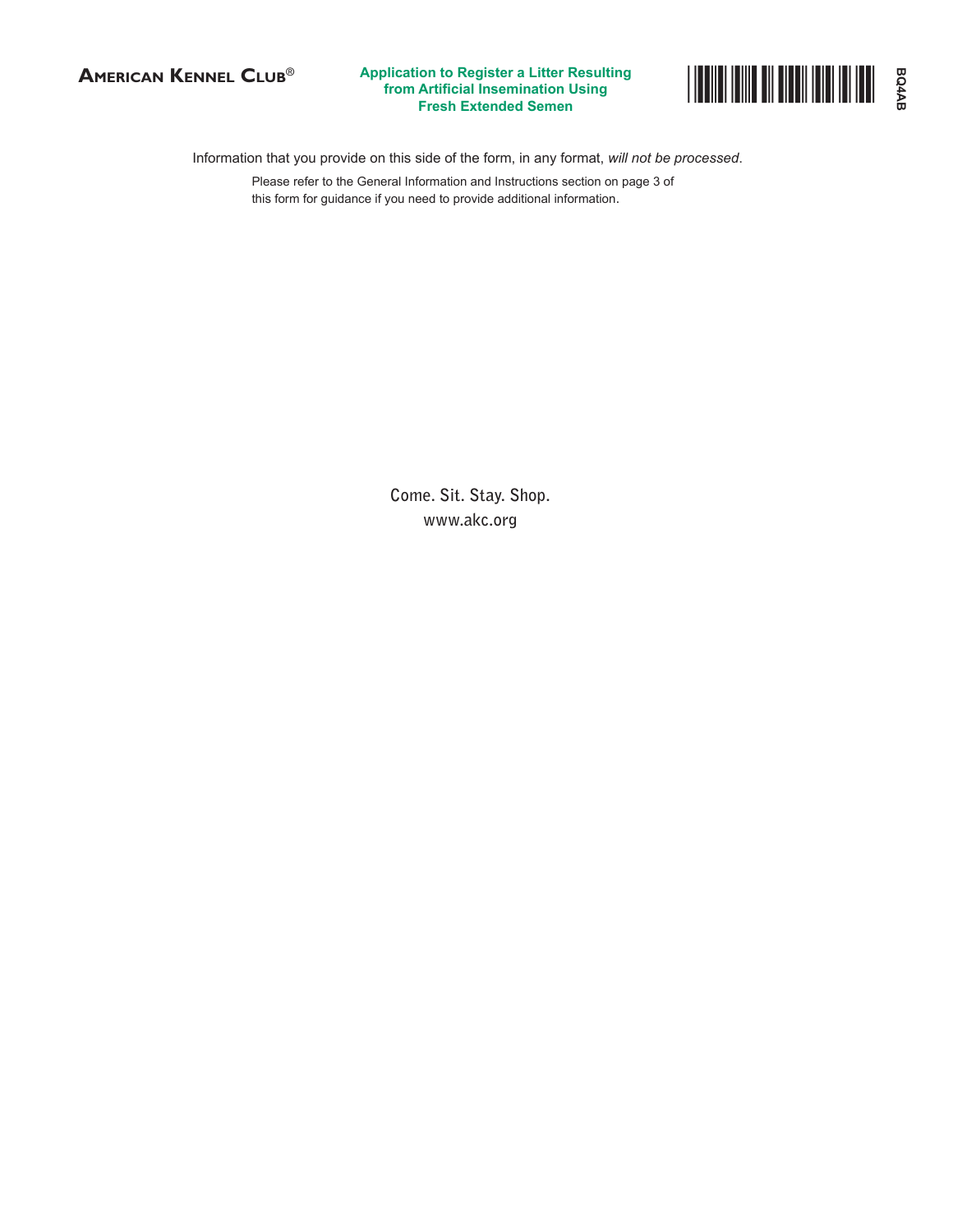**American Kennel Club®**

**Application to Register a Litter Resulting from Artificial Insemination Using Fresh Extended Semen**

BQ4AB

Information that you provide on this side of the form, in any format, *will not be processed*.

Please refer to the General Information and Instructions section on page 3 of this form for guidance if you need to provide additional information.

Come. Sit. Stay. Shop.
www.akc.org